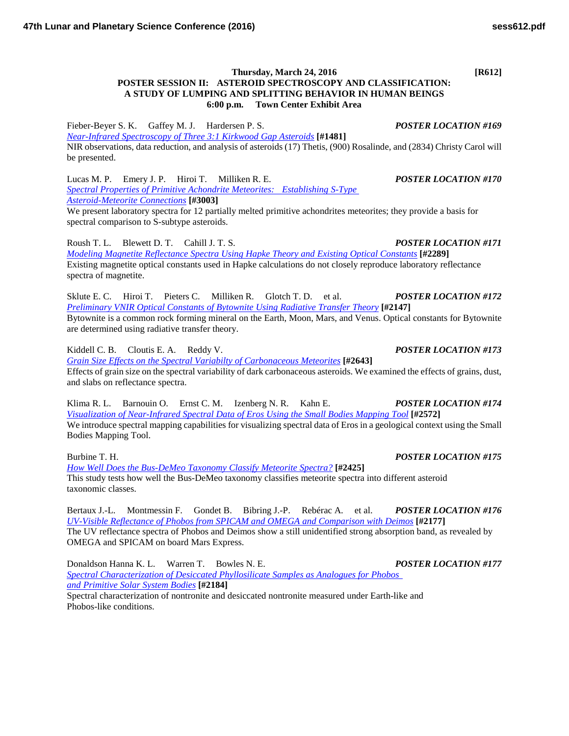**Thursday, March 24, 2016 [R612]**

## POSTER SESSION II: ASTEROID SPECTROSCOPY AND CLASSIFICATION: A STUDY OF LUMPING AND SPLITTING BEHAVIOR IN HUMAN BEINGS

**6:00 p.m. Town Center Exhibit Area**

Fieber-Beyer S. K. Gaffey M. J. Hardersen P. S. ***POSTER LOCATION #169***

*Near-Infrared Spectroscopy of Three 3:1 Kirkwood Gap Asteroids* **[#1481]**

NIR observations, data reduction, and analysis of asteroids (17) Thetis, (900) Rosalinde, and (2834) Christy Carol will be presented.

Lucas M. P. Emery J. P. Hiroi T. Milliken R. E. ***POSTER LOCATION #170***

*Spectral Properties of Primitive Achondrite Meteorites: Establishing S-Type Asteroid-Meteorite Connections* **[#3003]**

We present laboratory spectra for 12 partially melted primitive achondrites meteorites; they provide a basis for spectral comparison to S-subtype asteroids.

Roush T. L. Blewett D. T. Cahill J. T. S. ***POSTER LOCATION #171***

*Modeling Magnetite Reflectance Spectra Using Hapke Theory and Existing Optical Constants* **[#2289]**

Existing magnetite optical constants used in Hapke calculations do not closely reproduce laboratory reflectance spectra of magnetite.

Sklute E. C. Hiroi T. Pieters C. Milliken R. Glotch T. D. et al. ***POSTER LOCATION #172***

*Preliminary VNIR Optical Constants of Bytownite Using Radiative Transfer Theory* **[#2147]**

Bytownite is a common rock forming mineral on the Earth, Moon, Mars, and Venus. Optical constants for Bytownite are determined using radiative transfer theory.

Kiddell C. B. Cloutis E. A. Reddy V. ***POSTER LOCATION #173***

*Grain Size Effects on the Spectral Variabilty of Carbonaceous Meteorites* **[#2643]**

Effects of grain size on the spectral variability of dark carbonaceous asteroids. We examined the effects of grains, dust, and slabs on reflectance spectra.

Klima R. L. Barnouin O. Ernst C. M. Izenberg N. R. Kahn E. ***POSTER LOCATION #174***

*Visualization of Near-Infrared Spectral Data of Eros Using the Small Bodies Mapping Tool* **[#2572]**

We introduce spectral mapping capabilities for visualizing spectral data of Eros in a geological context using the Small Bodies Mapping Tool.

Burbine T. H. ***POSTER LOCATION #175***

*How Well Does the Bus-DeMeo Taxonomy Classify Meteorite Spectra?* **[#2425]**

This study tests how well the Bus-DeMeo taxonomy classifies meteorite spectra into different asteroid taxonomic classes.

Bertaux J.-L. Montmessin F. Gondet B. Bibring J.-P. Rebérac A. et al. ***POSTER LOCATION #176***

*UV-Visible Reflectance of Phobos from SPICAM and OMEGA and Comparison with Deimos* **[#2177]**

The UV reflectance spectra of Phobos and Deimos show a still unidentified strong absorption band, as revealed by OMEGA and SPICAM on board Mars Express.

Donaldson Hanna K. L. Warren T. Bowles N. E. ***POSTER LOCATION #177***

*Spectral Characterization of Desiccated Phyllosilicate Samples as Analogues for Phobos and Primitive Solar System Bodies* **[#2184]**

Spectral characterization of nontronite and desiccated nontronite measured under Earth-like and Phobos-like conditions.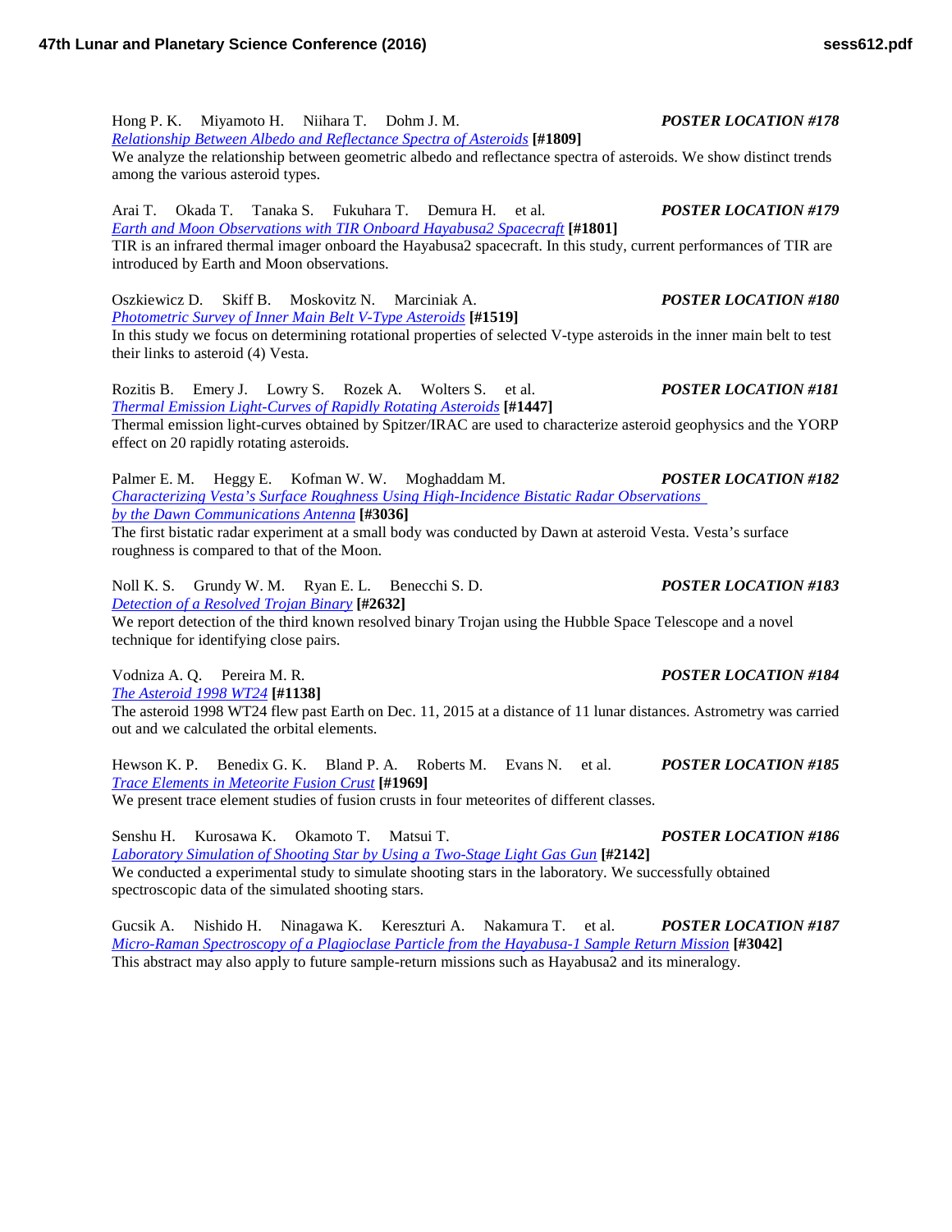Hong P. K. Miyamoto H. Niihara T. Dohm J. M. **_POSTER LOCATION #178_**
*Relationship Between Albedo and Reflectance Spectra of Asteroids* **[#1809]**
We analyze the relationship between geometric albedo and reflectance spectra of asteroids. We show distinct trends among the various asteroid types.

Arai T. Okada T. Tanaka S. Fukuhara T. Demura H. et al. **_POSTER LOCATION #179_**
*Earth and Moon Observations with TIR Onboard Hayabusa2 Spacecraft* **[#1801]**
TIR is an infrared thermal imager onboard the Hayabusa2 spacecraft. In this study, current performances of TIR are introduced by Earth and Moon observations.

Oszkiewicz D. Skiff B. Moskovitz N. Marciniak A. **_POSTER LOCATION #180_**
*Photometric Survey of Inner Main Belt V-Type Asteroids* **[#1519]**
In this study we focus on determining rotational properties of selected V-type asteroids in the inner main belt to test their links to asteroid (4) Vesta.

Rozitis B. Emery J. Lowry S. Rozek A. Wolters S. et al. **_POSTER LOCATION #181_**
*Thermal Emission Light-Curves of Rapidly Rotating Asteroids* **[#1447]**
Thermal emission light-curves obtained by Spitzer/IRAC are used to characterize asteroid geophysics and the YORP effect on 20 rapidly rotating asteroids.

Palmer E. M. Heggy E. Kofman W. W. Moghaddam M. **_POSTER LOCATION #182_**
*Characterizing Vesta's Surface Roughness Using High-Incidence Bistatic Radar Observations by the Dawn Communications Antenna* **[#3036]**
The first bistatic radar experiment at a small body was conducted by Dawn at asteroid Vesta. Vesta's surface roughness is compared to that of the Moon.

Noll K. S. Grundy W. M. Ryan E. L. Benecchi S. D. **_POSTER LOCATION #183_**
*Detection of a Resolved Trojan Binary* **[#2632]**
We report detection of the third known resolved binary Trojan using the Hubble Space Telescope and a novel technique for identifying close pairs.

Vodniza A. Q. Pereira M. R. **_POSTER LOCATION #184_**
*The Asteroid 1998 WT24* **[#1138]**
The asteroid 1998 WT24 flew past Earth on Dec. 11, 2015 at a distance of 11 lunar distances. Astrometry was carried out and we calculated the orbital elements.

Hewson K. P. Benedix G. K. Bland P. A. Roberts M. Evans N. et al. **_POSTER LOCATION #185_**
*Trace Elements in Meteorite Fusion Crust* **[#1969]**
We present trace element studies of fusion crusts in four meteorites of different classes.

Senshu H. Kurosawa K. Okamoto T. Matsui T. **_POSTER LOCATION #186_**
*Laboratory Simulation of Shooting Star by Using a Two-Stage Light Gas Gun* **[#2142]**
We conducted a experimental study to simulate shooting stars in the laboratory. We successfully obtained spectroscopic data of the simulated shooting stars.

Gucsik A. Nishido H. Ninagawa K. Kereszturi A. Nakamura T. et al. **_POSTER LOCATION #187_**
*Micro-Raman Spectroscopy of a Plagioclase Particle from the Hayabusa-1 Sample Return Mission* **[#3042]**
This abstract may also apply to future sample-return missions such as Hayabusa2 and its mineralogy.